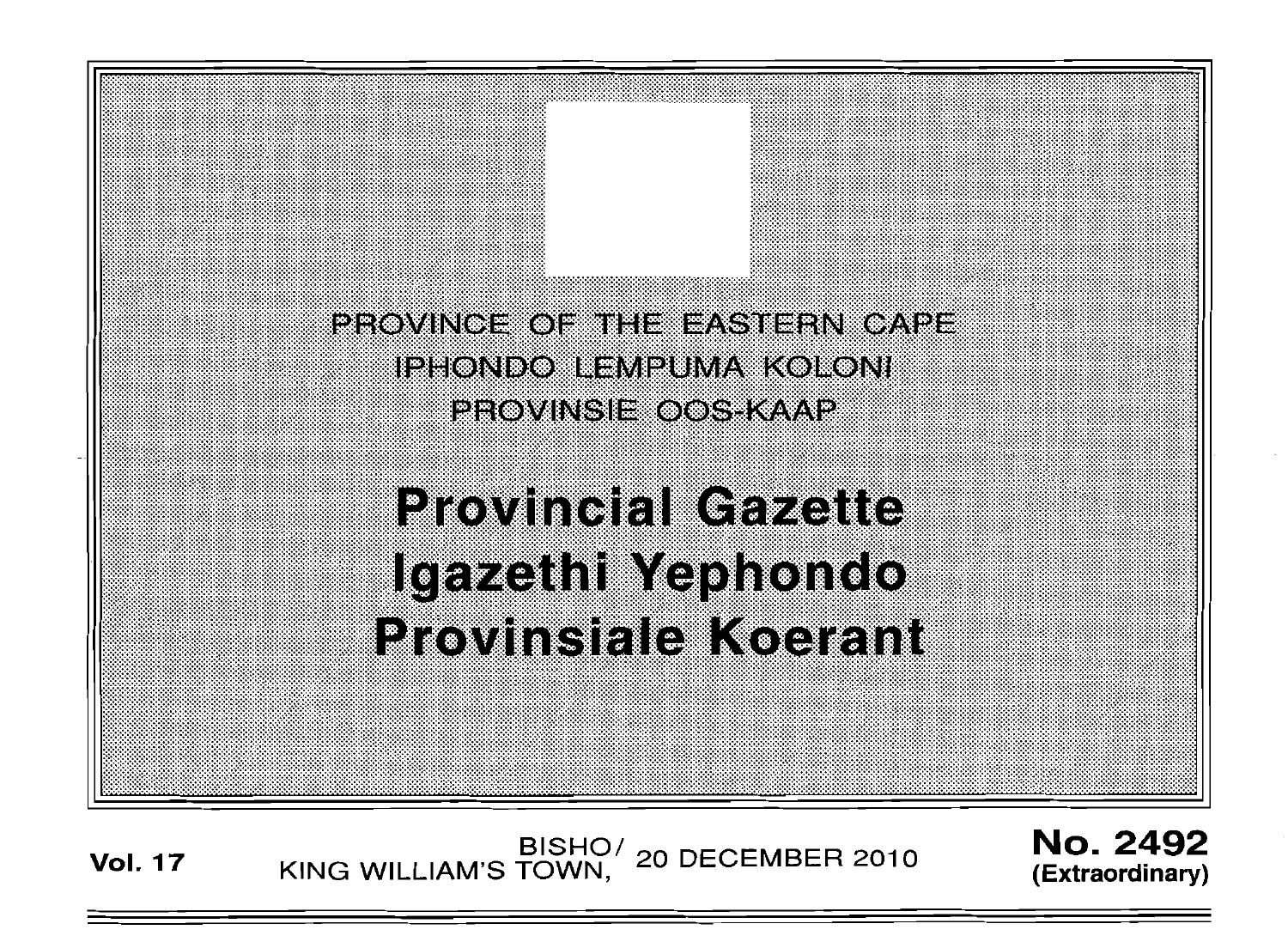PROVINCE OF THE EASTERN CAPE
IPHONDO LEMPUMA KOLONI
PROVINSIE OOS-KAAP

# Provincial Gazette
# Igazethi Yephondo
# Provinsiale Koerant

**Vol. 17** BISHO/ KING WILLIAM'S TOWN, 20 DECEMBER 2010 **No. 2492 (Extraordinary)**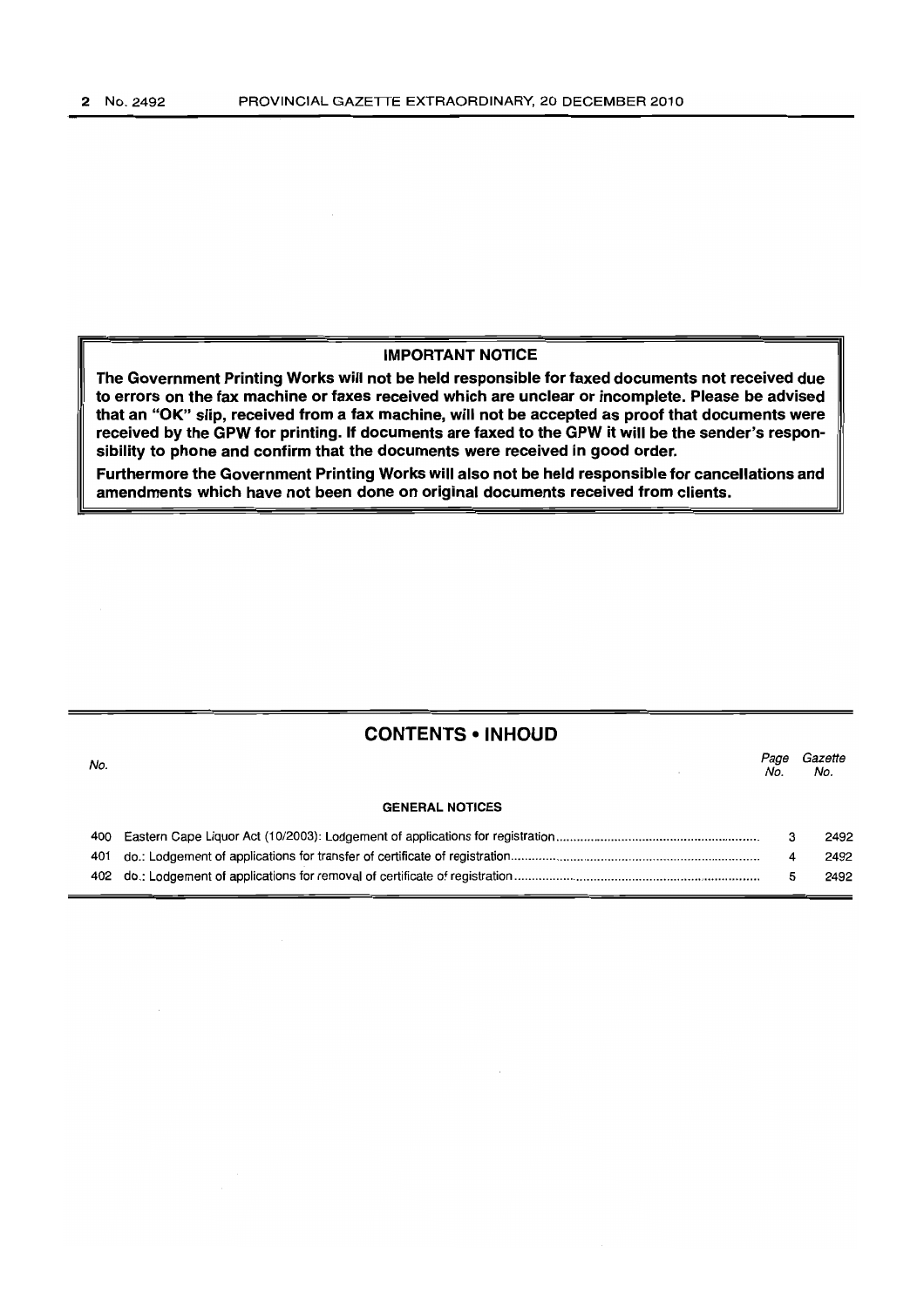**IMPORTANT NOTICE**

**The Government Printing Works will not be held responsible for faxed documents not received due to errors on the fax machine or faxes received which are unclear or incomplete. Please be advised that an "OK" slip, received from a fax machine, will not be accepted as proof that documents were received by the GPW for printing. If documents are faxed to the GPW it will be the sender's responsibility to phone and confirm that the documents were received in good order.**

**Furthermore the Government Printing Works will also not be held responsible for cancellations and amendments which have not been done on original documents received from clients.**

## CONTENTS • INHOUD

| No. | | Page No. | Gazette No. |
|---|---|---|---|
| | **GENERAL NOTICES** | | |
| 400 | Eastern Cape Liquor Act (10/2003): Lodgement of applications for registration | 3 | 2492 |
| 401 | do.: Lodgement of applications for transfer of certificate of registration | 4 | 2492 |
| 402 | do.: Lodgement of applications for removal of certificate of registration | 5 | 2492 |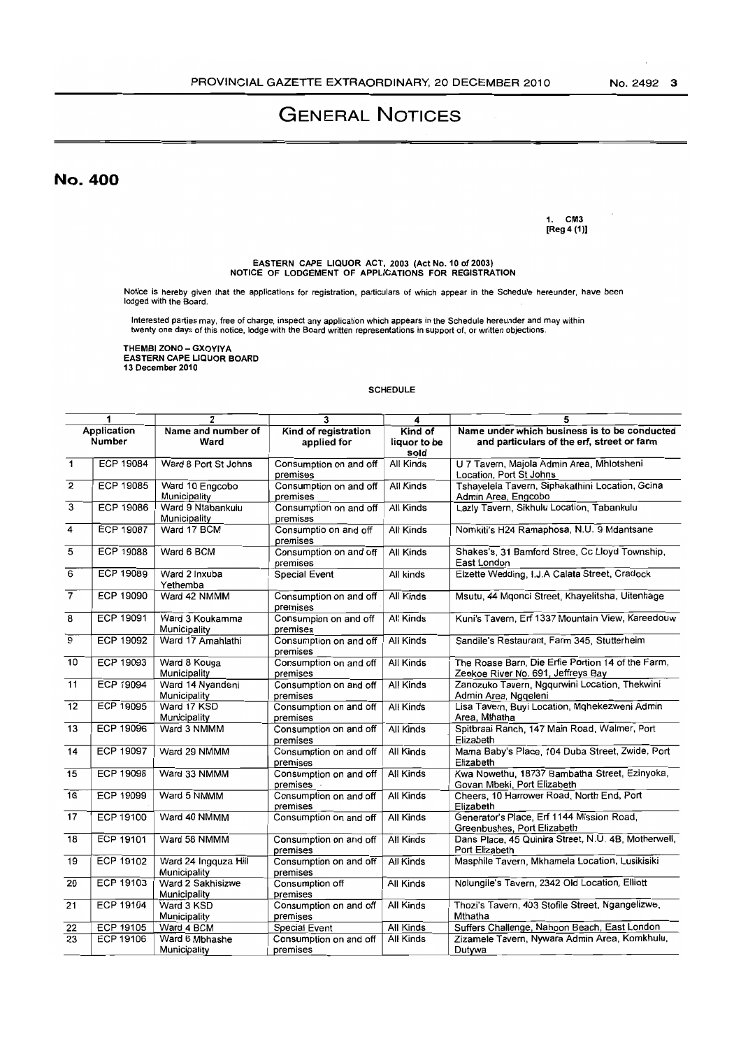# General Notices

## No. 400

1. CM3
[Reg 4 (1)]

**EASTERN CAPE LIQUOR ACT, 2003 (Act No. 10 of 2003)**
**NOTICE OF LODGEMENT OF APPLICATIONS FOR REGISTRATION**

Notice is hereby given that the applications for registration, particulars of which appear in the Schedule hereunder, have been lodged with the Board.

Interested parties may, free of charge, inspect any application which appears in the Schedule hereunder and may within twenty one days of this notice, lodge with the Board written representations in support of, or written objections.

**THEMBI ZONO – GXOYIYA**
**EASTERN CAPE LIQUOR BOARD**
**13 December 2010**

**SCHEDULE**

| 1 | | 2 | 3 | 4 | 5 |
|---|---|---|---|---|---|
| Application Number | | Name and number of Ward | Kind of registration applied for | Kind of liquor to be sold | Name under which business is to be conducted and particulars of the erf, street or farm |
| 1 | ECP 19084 | Ward 8 Port St Johns | Consumption on and off premises | All Kinds | U 7 Tavern, Majola Admin Area, Mhlotsheni Location, Port St Johns |
| 2 | ECP 19085 | Ward 10 Engcobo Municipality | Consumption on and off premises | All Kinds | Tshayelela Tavern, Siphakathini Location, Gcina Admin Area, Engcobo |
| 3 | ECP 19086 | Ward 9 Ntabankulu Municipality | Consumption on and off premises | All Kinds | Lazly Tavern, Sikhulu Location, Tabankulu |
| 4 | ECP 19087 | Ward 17 BCM | Consumptio on and off premises | All Kinds | Nomkiti's H24 Ramaphosa, N.U. 9 Mdantsane |
| 5 | ECP 19088 | Ward 6 BCM | Consumption on and off premises | All Kinds | Shakes's, 31 Bamford Stree, Cc Lloyd Township, East London |
| 6 | ECP 19089 | Ward 2 Inxuba Yethemba | Special Event | All kinds | Elzette Wedding, I.J.A Calata Street, Cradock |
| 7 | ECP 19090 | Ward 42 NMMM | Consumption on and off premises | All Kinds | Msutu, 44 Mqonci Street, Khayelitsha, Uitenhage |
| 8 | ECP 19091 | Ward 3 Koukamma Municipality | Consumpion on and off premises | All Kinds | Kuni's Tavern, Erf 1337 Mountain View, Kareedouw |
| 9 | ECP 19092 | Ward 17 Amahlathi | Consumption on and off premises | All Kinds | Sandile's Restaurant, Farm 345, Stutterheim |
| 10 | ECP 19093 | Ward 8 Kouga Municipality | Consumption on and off premises | All Kinds | The Roase Barn, Die Erfie Portion 14 of the Farm, Zeekoe River No. 691, Jeffreys Bay |
| 11 | ECP 19094 | Ward 14 Nyandeni Municipality | Consumption on and off premises | All Kinds | Zanozuko Tavern, Ngqurwini Location, Thekwini Admin Area, Ngqeleni |
| 12 | ECP 19095 | Ward 17 KSD Municipality | Consumption on and off premises | All Kinds | Lisa Tavern, Buyi Location, Mqhekezweni Admin Area, Mthatha |
| 13 | ECP 19096 | Ward 3 NMMM | Consumption on and off premises | All Kinds | Spitbraai Ranch, 147 Main Road, Walmer, Port Elizabeth |
| 14 | ECP 19097 | Ward 29 NMMM | Consumption on and off premises | All Kinds | Mama Baby's Place, 104 Duba Street, Zwide, Port Elizabeth |
| 15 | ECP 19098 | Ward 33 NMMM | Consumption on and off premises | All Kinds | Kwa Nowethu, 18737 Bambatha Street, Ezinyoka, Govan Mbeki, Port Elizabeth |
| 16 | ECP 19099 | Ward 5 NMMM | Consumption on and off premises | All Kinds | Cheers, 10 Harrower Road, North End, Port Elizabeth |
| 17 | ECP 19100 | Ward 40 NMMM | Consumption on and off | All Kinds | Generator's Place, Erf 1144 Mission Road, Greenbushes, Port Elizabeth |
| 18 | ECP 19101 | Ward 58 NMMM | Consumption on and off premises | All Kinds | Dans Place, 45 Quinira Street, N.U. 4B, Motherwell, Port Elizabeth |
| 19 | ECP 19102 | Ward 24 Ingquza Hill Municipality | Consumption on and off premises | All Kinds | Masphile Tavern, Mkhamela Location, Lusikisiki |
| 20 | ECP 19103 | Ward 2 Sakhisizwe Municipality | Consumption off premises | All Kinds | Nolungile's Tavern, 2342 Old Location, Elliott |
| 21 | ECP 19104 | Ward 3 KSD Municipality | Consumption on and off premises | All Kinds | Thozi's Tavern, 403 Stofile Street, Ngangelizwe, Mthatha |
| 22 | ECP 19105 | Ward 4 BCM | Special Event | All Kinds | Suffers Challenge, Nahoon Beach, East London |
| 23 | ECP 19106 | Ward 6 Mbhashe Municipality | Consumption on and off premises | All Kinds | Zizamele Tavern, Nywara Admin Area, Komkhulu, Dutywa |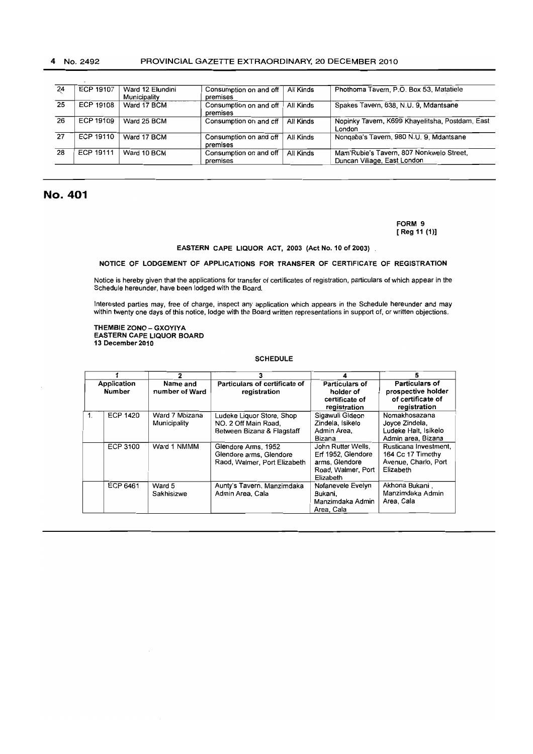| | | | | |
|---|---|---|---|---|
| 24 | ECP 19107 | Ward 12 Elundini Municipality | Consumption on and off premises | All Kinds | Phothoma Tavern, P.O. Box 53, Matatiele |
| 25 | ECP 19108 | Ward 17 BCM | Consumption on and off premises | All Kinds | Spakes Tavern, 638, N.U. 9, Mdantsane |
| 26 | ECP 19109 | Ward 25 BCM | Consumption on and off | All Kinds | Nopinky Tavern, K699 Khayelitsha, Postdam, East London |
| 27 | ECP 19110 | Ward 17 BCM | Consumption on and off premises | All Kinds | Nonqaba's Tavern, 980 N.U. 9, Mdantsane |
| 28 | ECP 19111 | Ward 10 BCM | Consumption on and off premises | All Kinds | Mam'Rubie's Tavern, 807 Nonkwelo Street, Duncan Village, East London |

## No. 401

**FORM 9**
**[ Reg 11 (1)]**

**EASTERN CAPE LIQUOR ACT, 2003 (Act No. 10 of 2003)**

**NOTICE OF LODGEMENT OF APPLICATIONS FOR TRANSFER OF CERTIFICATE OF REGISTRATION**

Notice is hereby given that the applications for transfer of certificates of registration, particulars of which appear in the Schedule hereunder, have been lodged with the Board.

Interested parties may, free of charge, inspect any application which appears in the Schedule hereunder and may within twenty one days of this notice, lodge with the Board written representations in support of, or written objections.

**THEMBIE ZONO – GXOYIYA**
**EASTERN CAPE LIQUOR BOARD**
**13 December 2010**

**SCHEDULE**

| 1 | | 2 | 3 | 4 | 5 |
|---|---|---|---|---|---|
| **Application Number** | | **Name and number of Ward** | **Particulars of certificate of registration** | **Particulars of holder of certificate of registration** | **Particulars of prospective holder of certificate of registration** |
| 1. | ECP 1420 | Ward 7 Mbizana Municipality | Ludeke Liquor Store, Shop NO. 2 Off Main Road, Between Bizana & Flagstaff | Sigawuli Gideon Zindela, Isikelo Admin Area, Bizana | Nomakhosazana Joyce Zindela, Ludeke Halt, Isikelo Admin area, Bizana |
| | ECP 3100 | Ward 1 NMMM | Glendore Arms, 1952 Glendore arms, Glendore Raod, Walmer, Port Elizabeth | John Rutter Wells, Erf 1952, Glendore arms, Glendore Road, Walmer, Port Elizabeth | Rusticana Investment, 164 Cc 17 Timothy Avenue, Charlo, Port Elizabeth |
| | ECP 6461 | Ward 5 Sakhisizwe | Aunty's Tavern, Manzimdaka Admin Area, Cala | Nofanevele Evelyn Bukani, Manzimdaka Admin Area, Cala | Akhona Bukani , Manzimdaka Admin Area, Cala |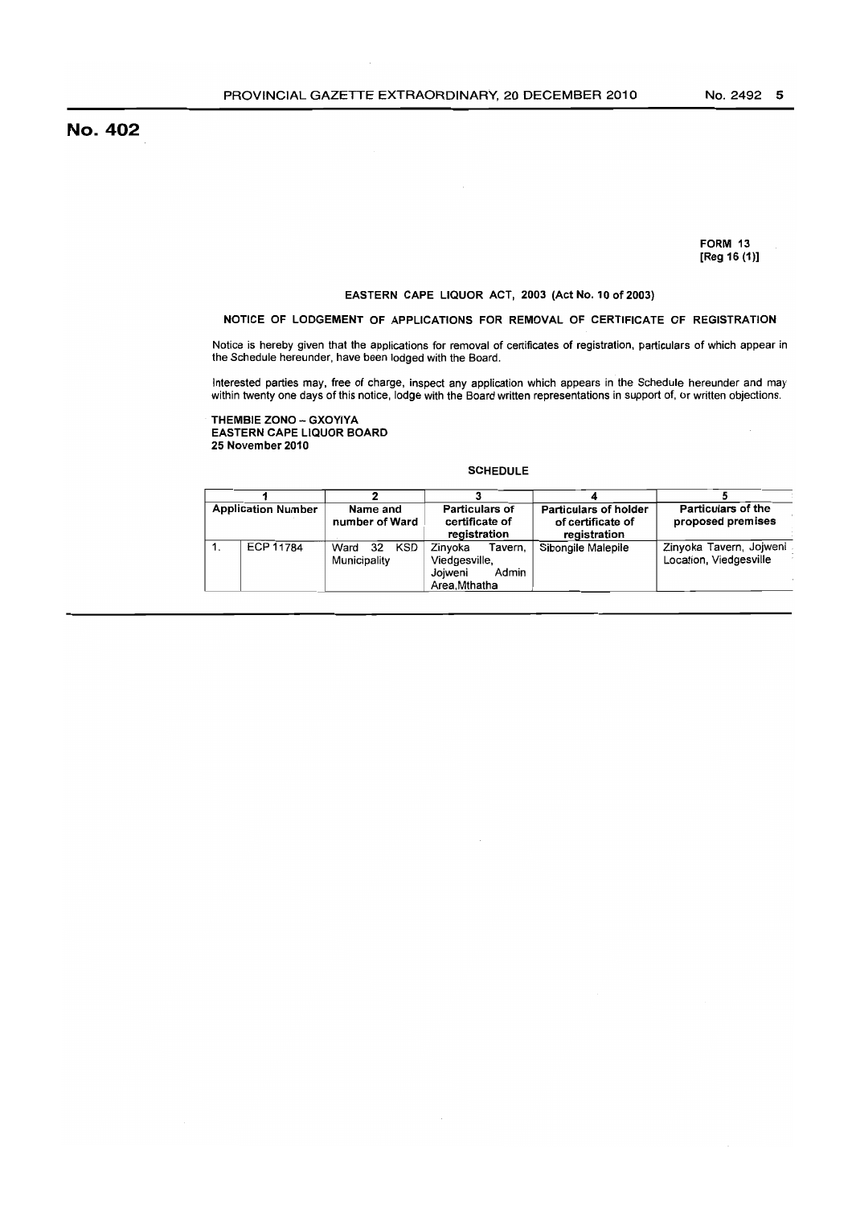# No. 402

FORM 13
[Reg 16 (1)]

**EASTERN CAPE LIQUOR ACT, 2003 (Act No. 10 of 2003)**

**NOTICE OF LODGEMENT OF APPLICATIONS FOR REMOVAL OF CERTIFICATE OF REGISTRATION**

Notice is hereby given that the applications for removal of certificates of registration, particulars of which appear in the Schedule hereunder, have been lodged with the Board.

Interested parties may, free of charge, inspect any application which appears in the Schedule hereunder and may within twenty one days of this notice, lodge with the Board written representations in support of, or written objections.

**THEMBIE ZONO – GXOYIYA**
**EASTERN CAPE LIQUOR BOARD**
**25 November 2010**

**SCHEDULE**

| 1 | | 2 | 3 | 4 | 5 |
|---|---|---|---|---|---|
| **Application Number** | | **Name and number of Ward** | **Particulars of certificate of registration** | **Particulars of holder of certificate of registration** | **Particulars of the proposed premises** |
| 1. | ECP 11784 | Ward 32 KSD Municipality | Zinyoka Tavern, Viedgesville, Jojweni Admin Area,Mthatha | Sibongile Malepile | Zinyoka Tavern, Jojweni Location, Viedgesville |